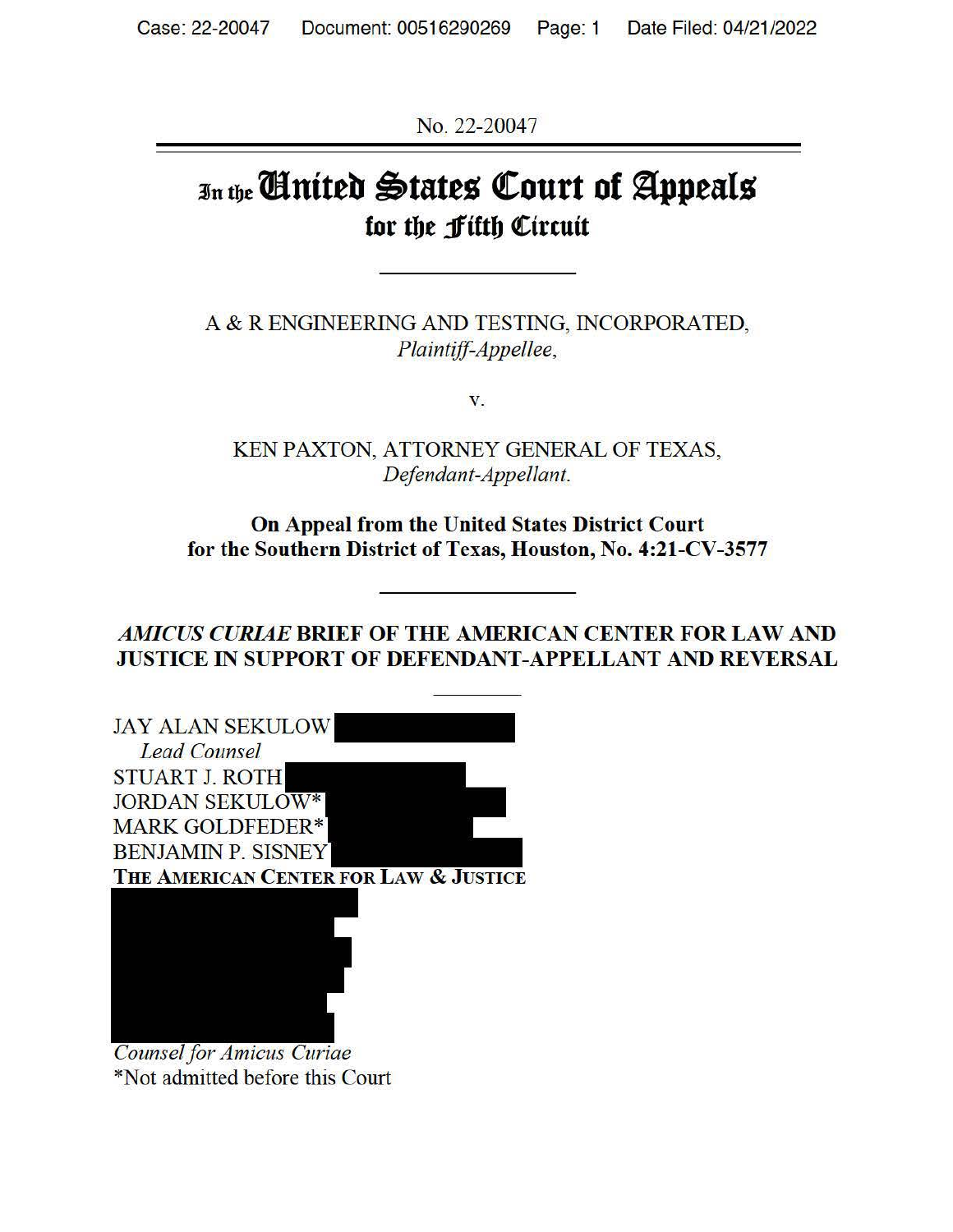No. 22-20047

# In the United States Court of Appeals for the Fifth Circuit

---

A & R ENGINEERING AND TESTING, INCORPORATED,
*Plaintiff-Appellee*,

v.

KEN PAXTON, ATTORNEY GENERAL OF TEXAS,
*Defendant-Appellant*.

**On Appeal from the United States District Court for the Southern District of Texas, Houston, No. 4:21-CV-3577**

---

***AMICUS CURIAE* BRIEF OF THE AMERICAN CENTER FOR LAW AND JUSTICE IN SUPPORT OF DEFENDANT-APPELLANT AND REVERSAL**

---

JAY ALAN SEKULOW
*Lead Counsel*
STUART J. ROTH
JORDAN SEKULOW*
MARK GOLDFEDER*
BENJAMIN P. SISNEY
**THE AMERICAN CENTER FOR LAW & JUSTICE**

*Counsel for Amicus Curiae*
*Not admitted before this Court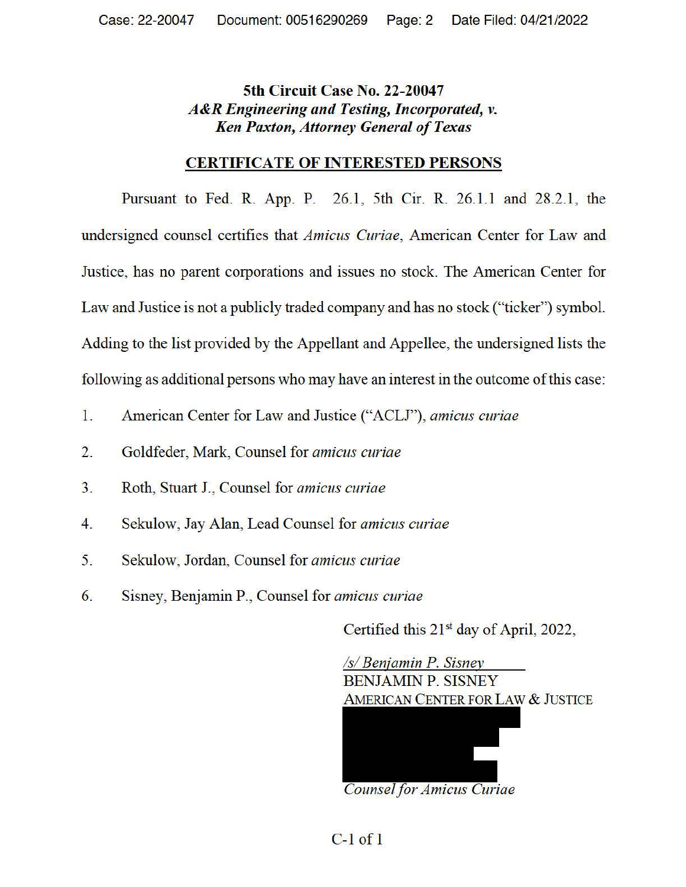**5th Circuit Case No. 22-20047**
***A&R Engineering and Testing, Incorporated, v.***
***Ken Paxton, Attorney General of Texas***

## CERTIFICATE OF INTERESTED PERSONS

Pursuant to Fed. R. App. P. 26.1, 5th Cir. R. 26.1.1 and 28.2.1, the undersigned counsel certifies that *Amicus Curiae*, American Center for Law and Justice, has no parent corporations and issues no stock. The American Center for Law and Justice is not a publicly traded company and has no stock ("ticker") symbol. Adding to the list provided by the Appellant and Appellee, the undersigned lists the following as additional persons who may have an interest in the outcome of this case:

1. American Center for Law and Justice ("ACLJ"), *amicus curiae*
2. Goldfeder, Mark, Counsel for *amicus curiae*
3. Roth, Stuart J., Counsel for *amicus curiae*
4. Sekulow, Jay Alan, Lead Counsel for *amicus curiae*
5. Sekulow, Jordan, Counsel for *amicus curiae*
6. Sisney, Benjamin P., Counsel for *amicus curiae*

Certified this 21st day of April, 2022,

*/s/ Benjamin P. Sisney*
BENJAMIN P. SISNEY
AMERICAN CENTER FOR LAW & JUSTICE

*Counsel for Amicus Curiae*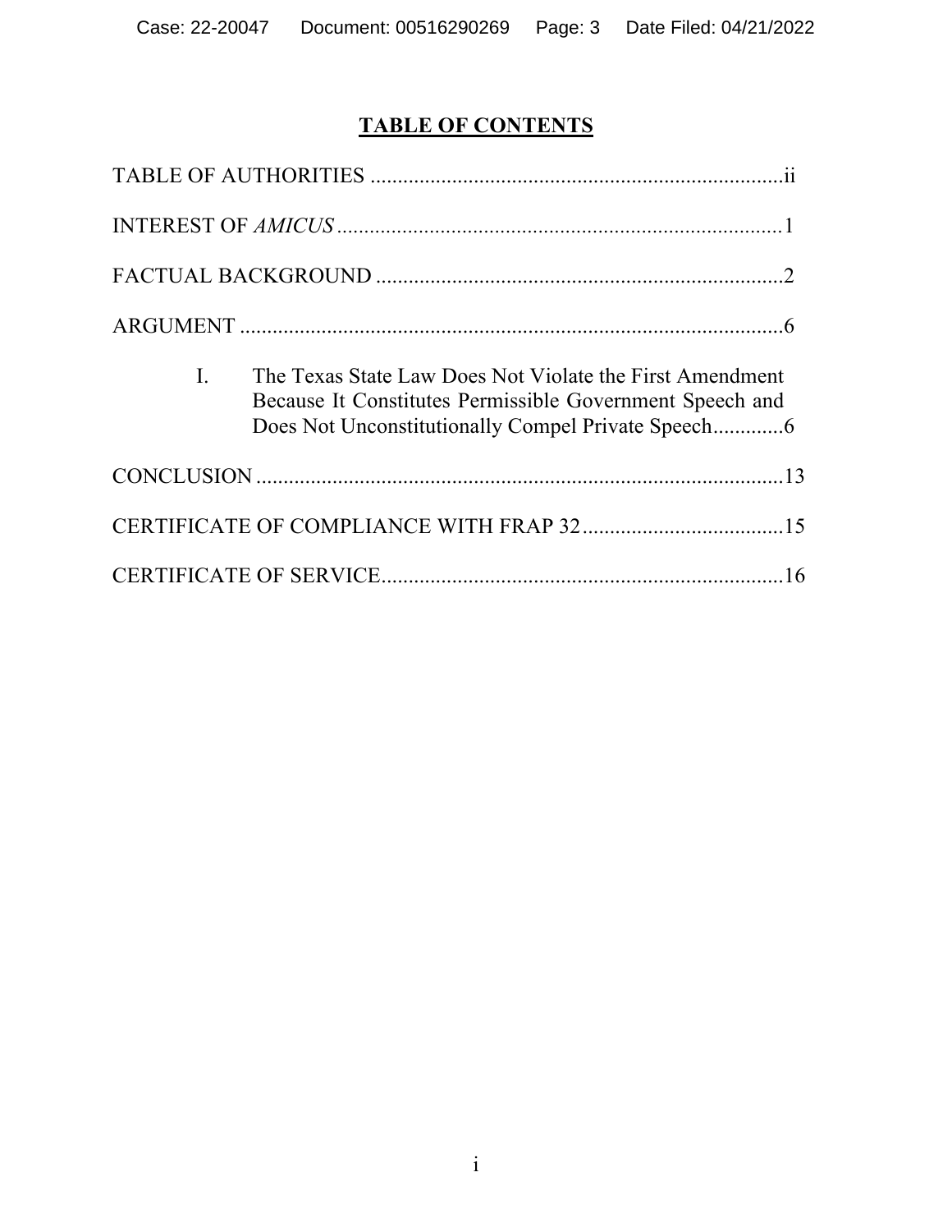## TABLE OF CONTENTS

TABLE OF AUTHORITIES ............................................................................ii

INTEREST OF *AMICUS* ..................................................................................1

FACTUAL BACKGROUND ............................................................................2

ARGUMENT ......................................................................................................6

I. The Texas State Law Does Not Violate the First Amendment Because It Constitutes Permissible Government Speech and Does Not Unconstitutionally Compel Private Speech.............6

CONCLUSION ..................................................................................................13

CERTIFICATE OF COMPLIANCE WITH FRAP 32.....................................15

CERTIFICATE OF SERVICE..........................................................................16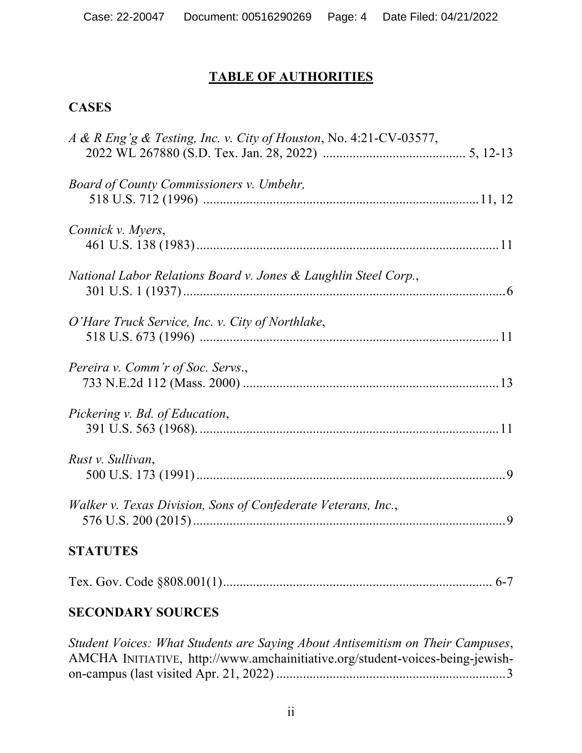## TABLE OF AUTHORITIES

### CASES

*A & R Eng'g & Testing, Inc. v. City of Houston*, No. 4:21-CV-03577, 2022 WL 267880 (S.D. Tex. Jan. 28, 2022) .......................................... 5, 12-13

*Board of County Commissioners v. Umbehr,* 518 U.S. 712 (1996) ..................................................................................11, 12

*Connick v. Myers*, 461 U.S. 138 (1983)..........................................................................................11

*National Labor Relations Board v. Jones & Laughlin Steel Corp.*, 301 U.S. 1 (1937)................................................................................................6

*O'Hare Truck Service, Inc. v. City of Northlake*, 518 U.S. 673 (1996) .........................................................................................11

*Pereira v. Comm'r of Soc. Servs*., 733 N.E.2d 112 (Mass. 2000) ............................................................................13

*Pickering v. Bd. of Education*, 391 U.S. 563 (1968)..........................................................................................11

*Rust v. Sullivan*, 500 U.S. 173 (1991)............................................................................................9

*Walker v. Texas Division, Sons of Confederate Veterans, Inc.*, 576 U.S. 200 (2015).............................................................................................9

### STATUTES

Tex. Gov. Code §808.001(1)................................................................................ 6-7

### SECONDARY SOURCES

*Student Voices: What Students are Saying About Antisemitism on Their Campuses*, AMCHA INITIATIVE, http://www.amchainitiative.org/student-voices-being-jewish-on-campus (last visited Apr. 21, 2022) ....................................................................3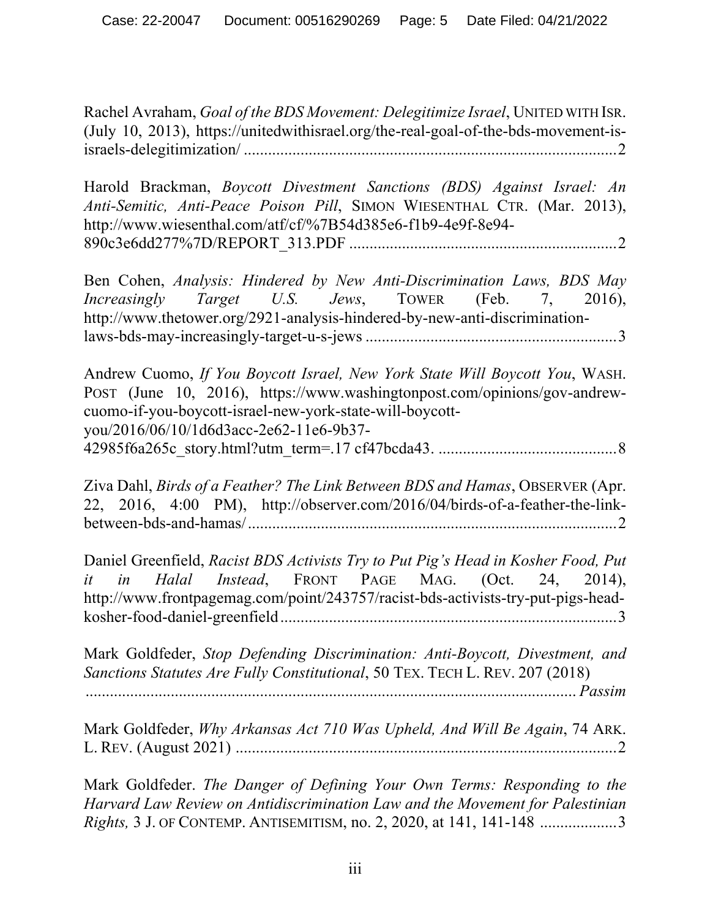Rachel Avraham, *Goal of the BDS Movement: Delegitimize Israel*, UNITED WITH ISR. (July 10, 2013), https://unitedwithisrael.org/the-real-goal-of-the-bds-movement-is-israels-delegitimization/ ............................................................................................2

Harold Brackman, *Boycott Divestment Sanctions (BDS) Against Israel: An Anti-Semitic, Anti-Peace Poison Pill*, SIMON WIESENTHAL CTR. (Mar. 2013), http://www.wiesenthal.com/atf/cf/%7B54d385e6-f1b9-4e9f-8e94-890c3e6dd277%7D/REPORT_313.PDF ..................................................................2

Ben Cohen, *Analysis: Hindered by New Anti-Discrimination Laws, BDS May Increasingly Target U.S. Jews*, TOWER (Feb. 7, 2016), http://www.thetower.org/2921-analysis-hindered-by-new-anti-discrimination-laws-bds-may-increasingly-target-u-s-jews ..............................................................3

Andrew Cuomo, *If You Boycott Israel, New York State Will Boycott You*, WASH. POST (June 10, 2016), https://www.washingtonpost.com/opinions/gov-andrew-cuomo-if-you-boycott-israel-new-york-state-will-boycott-you/2016/06/10/1d6d3acc-2e62-11e6-9b37-42985f6a265c_story.html?utm_term=.17 cf47bcda43. ............................................8

Ziva Dahl, *Birds of a Feather? The Link Between BDS and Hamas*, OBSERVER (Apr. 22, 2016, 4:00 PM), http://observer.com/2016/04/birds-of-a-feather-the-link-between-bds-and-hamas/ ..........................................................................................2

Daniel Greenfield, *Racist BDS Activists Try to Put Pig's Head in Kosher Food, Put it in Halal Instead*, FRONT PAGE MAG. (Oct. 24, 2014), http://www.frontpagemag.com/point/243757/racist-bds-activists-try-put-pigs-head-kosher-food-daniel-greenfield...................................................................................3

Mark Goldfeder, *Stop Defending Discrimination: Anti-Boycott, Divestment, and Sanctions Statutes Are Fully Constitutional*, 50 TEX. TECH L. REV. 207 (2018) ............................................................................................................ *Passim*

Mark Goldfeder, *Why Arkansas Act 710 Was Upheld, And Will Be Again*, 74 ARK. L. REV. (August 2021) ...............................................................................................2

Mark Goldfeder. *The Danger of Defining Your Own Terms: Responding to the Harvard Law Review on Antidiscrimination Law and the Movement for Palestinian Rights,* 3 J. OF CONTEMP. ANTISEMITISM, no. 2, 2020, at 141, 141-148 ...................3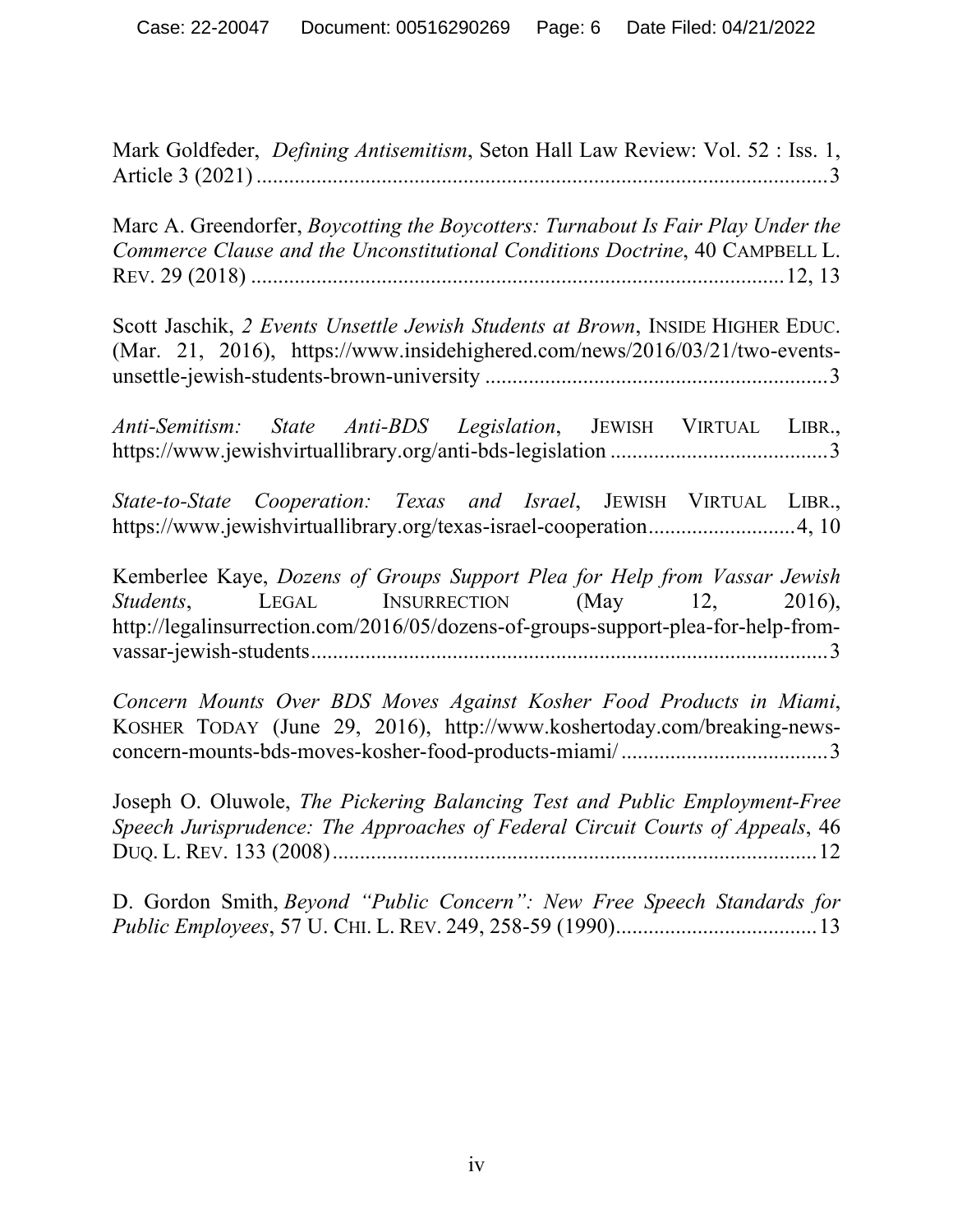Mark Goldfeder, *Defining Antisemitism*, Seton Hall Law Review: Vol. 52 : Iss. 1, Article 3 (2021) ........................................................................................................3

Marc A. Greendorfer, *Boycotting the Boycotters: Turnabout Is Fair Play Under the Commerce Clause and the Unconstitutional Conditions Doctrine*, 40 CAMPBELL L. REV. 29 (2018) ................................................................................................12, 13

Scott Jaschik, *2 Events Unsettle Jewish Students at Brown*, INSIDE HIGHER EDUC. (Mar. 21, 2016), https://www.insidehighered.com/news/2016/03/21/two-events-unsettle-jewish-students-brown-university ..............................................................3

*Anti-Semitism: State Anti-BDS Legislation*, JEWISH VIRTUAL LIBR., https://www.jewishvirtuallibrary.org/anti-bds-legislation ........................................3

*State-to-State Cooperation: Texas and Israel*, JEWISH VIRTUAL LIBR., https://www.jewishvirtuallibrary.org/texas-israel-cooperation...........................4, 10

Kemberlee Kaye, *Dozens of Groups Support Plea for Help from Vassar Jewish Students*, LEGAL INSURRECTION (May 12, 2016), http://legalinsurrection.com/2016/05/dozens-of-groups-support-plea-for-help-from-vassar-jewish-students..............................................................................................3

*Concern Mounts Over BDS Moves Against Kosher Food Products in Miami*, KOSHER TODAY (June 29, 2016), http://www.koshertoday.com/breaking-news-concern-mounts-bds-moves-kosher-food-products-miami/ ......................................3

Joseph O. Oluwole, *The Pickering Balancing Test and Public Employment-Free Speech Jurisprudence: The Approaches of Federal Circuit Courts of Appeals*, 46 DUQ. L. REV. 133 (2008)........................................................................................12

D. Gordon Smith, *Beyond "Public Concern": New Free Speech Standards for Public Employees*, 57 U. CHI. L. REV. 249, 258-59 (1990).....................................13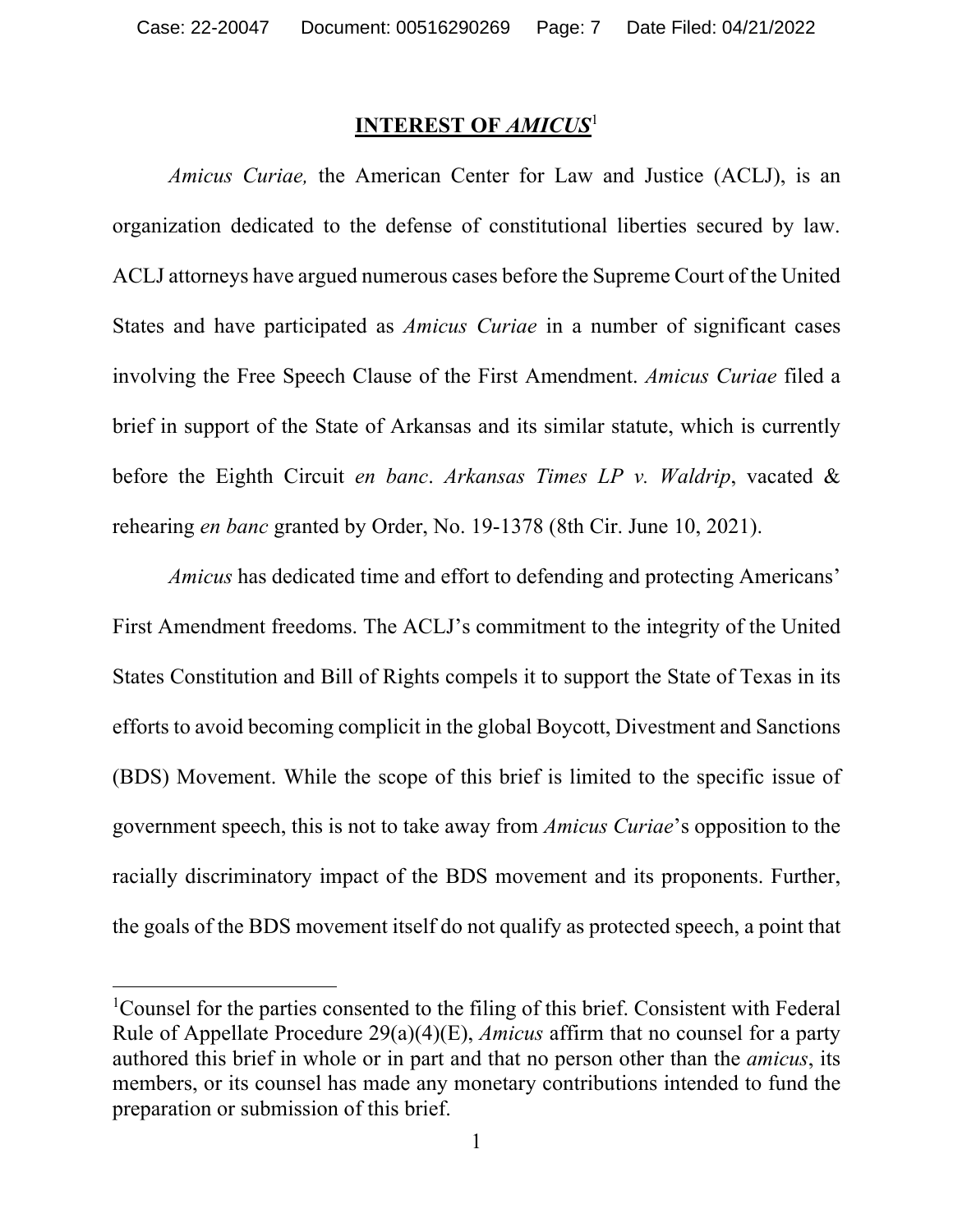## INTEREST OF *AMICUS*[1]

*Amicus Curiae,* the American Center for Law and Justice (ACLJ), is an organization dedicated to the defense of constitutional liberties secured by law. ACLJ attorneys have argued numerous cases before the Supreme Court of the United States and have participated as *Amicus Curiae* in a number of significant cases involving the Free Speech Clause of the First Amendment. *Amicus Curiae* filed a brief in support of the State of Arkansas and its similar statute, which is currently before the Eighth Circuit *en banc*. *Arkansas Times LP v. Waldrip*, vacated & rehearing *en banc* granted by Order, No. 19-1378 (8th Cir. June 10, 2021).

*Amicus* has dedicated time and effort to defending and protecting Americans' First Amendment freedoms. The ACLJ's commitment to the integrity of the United States Constitution and Bill of Rights compels it to support the State of Texas in its efforts to avoid becoming complicit in the global Boycott, Divestment and Sanctions (BDS) Movement. While the scope of this brief is limited to the specific issue of government speech, this is not to take away from *Amicus Curiae*'s opposition to the racially discriminatory impact of the BDS movement and its proponents. Further, the goals of the BDS movement itself do not qualify as protected speech, a point that

---

[1] Counsel for the parties consented to the filing of this brief. Consistent with Federal Rule of Appellate Procedure 29(a)(4)(E), *Amicus* affirm that no counsel for a party authored this brief in whole or in part and that no person other than the *amicus*, its members, or its counsel has made any monetary contributions intended to fund the preparation or submission of this brief.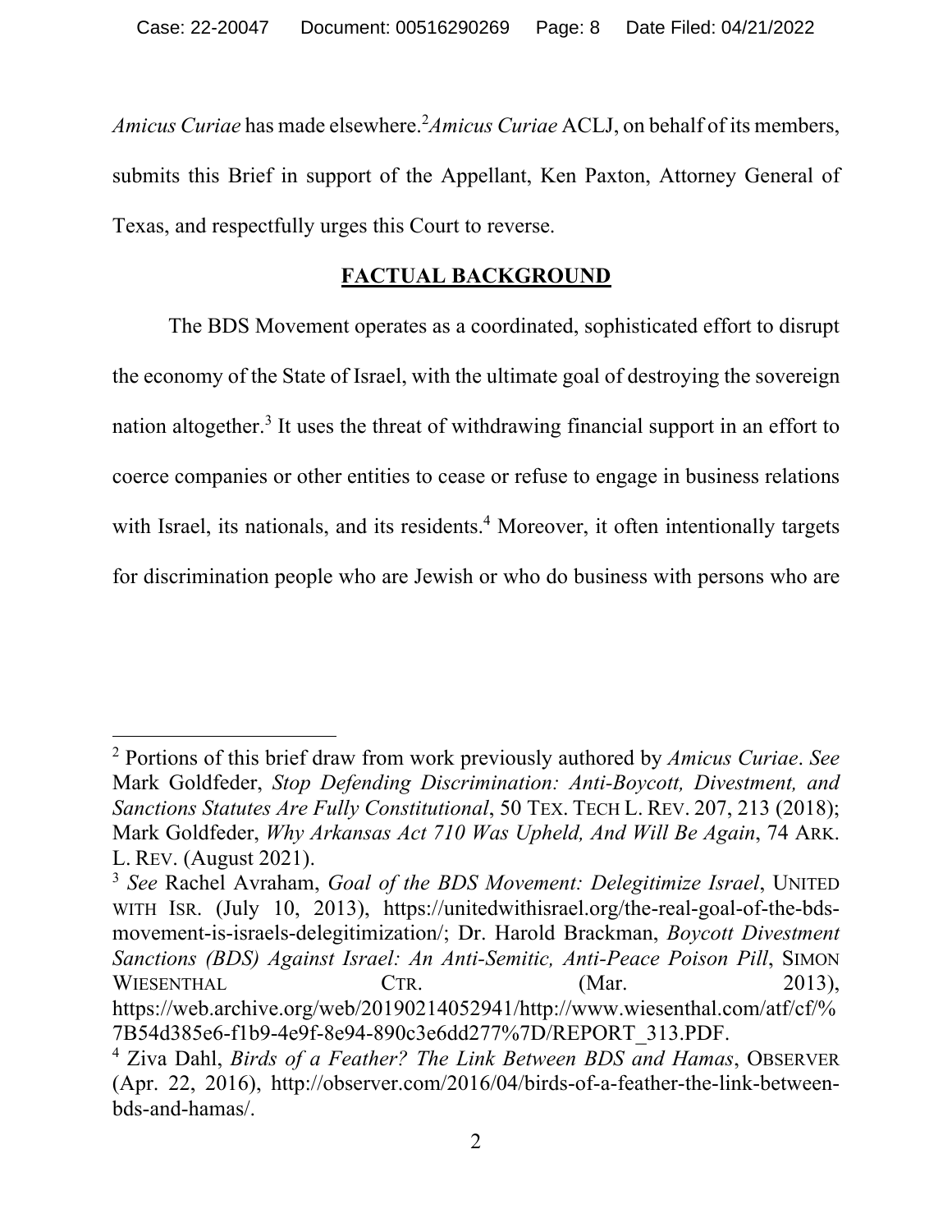*Amicus Curiae* has made elsewhere.[2] *Amicus Curiae* ACLJ, on behalf of its members, submits this Brief in support of the Appellant, Ken Paxton, Attorney General of Texas, and respectfully urges this Court to reverse.

## **FACTUAL BACKGROUND**

The BDS Movement operates as a coordinated, sophisticated effort to disrupt the economy of the State of Israel, with the ultimate goal of destroying the sovereign nation altogether.[3] It uses the threat of withdrawing financial support in an effort to coerce companies or other entities to cease or refuse to engage in business relations with Israel, its nationals, and its residents.[4] Moreover, it often intentionally targets for discrimination people who are Jewish or who do business with persons who are

---

[2] Portions of this brief draw from work previously authored by *Amicus Curiae*. *See* Mark Goldfeder, *Stop Defending Discrimination: Anti-Boycott, Divestment, and Sanctions Statutes Are Fully Constitutional*, 50 TEX. TECH L. REV. 207, 213 (2018); Mark Goldfeder, *Why Arkansas Act 710 Was Upheld, And Will Be Again*, 74 ARK. L. REV. (August 2021).

[3] *See* Rachel Avraham, *Goal of the BDS Movement: Delegitimize Israel*, UNITED WITH ISR. (July 10, 2013), https://unitedwithisrael.org/the-real-goal-of-the-bds-movement-is-israels-delegitimization/; Dr. Harold Brackman, *Boycott Divestment Sanctions (BDS) Against Israel: An Anti-Semitic, Anti-Peace Poison Pill*, SIMON WIESENTHAL CTR. (Mar. 2013), https://web.archive.org/web/20190214052941/http://www.wiesenthal.com/atf/cf/%7B54d385e6-f1b9-4e9f-8e94-890c3e6dd277%7D/REPORT_313.PDF.

[4] Ziva Dahl, *Birds of a Feather? The Link Between BDS and Hamas*, OBSERVER (Apr. 22, 2016), http://observer.com/2016/04/birds-of-a-feather-the-link-between-bds-and-hamas/.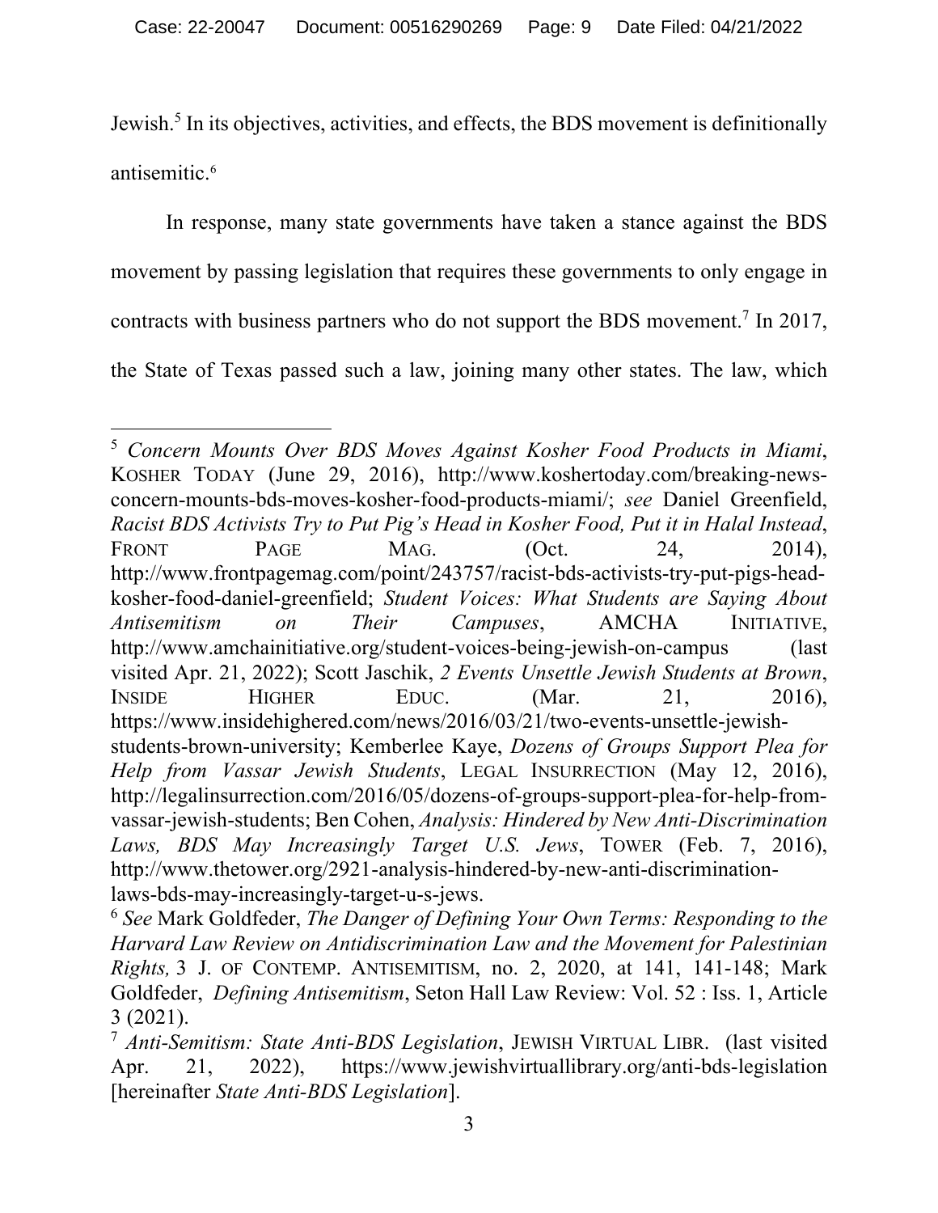Jewish.[5] In its objectives, activities, and effects, the BDS movement is definitionally antisemitic.[6]

In response, many state governments have taken a stance against the BDS movement by passing legislation that requires these governments to only engage in contracts with business partners who do not support the BDS movement.[7] In 2017, the State of Texas passed such a law, joining many other states. The law, which

---

[5] *Concern Mounts Over BDS Moves Against Kosher Food Products in Miami*, KOSHER TODAY (June 29, 2016), http://www.koshertoday.com/breaking-news-concern-mounts-bds-moves-kosher-food-products-miami/; *see* Daniel Greenfield, *Racist BDS Activists Try to Put Pig's Head in Kosher Food, Put it in Halal Instead*, FRONT PAGE MAG. (Oct. 24, 2014), http://www.frontpagemag.com/point/243757/racist-bds-activists-try-put-pigs-head-kosher-food-daniel-greenfield; *Student Voices: What Students are Saying About Antisemitism on Their Campuses*, AMCHA INITIATIVE, http://www.amchainitiative.org/student-voices-being-jewish-on-campus (last visited Apr. 21, 2022); Scott Jaschik, *2 Events Unsettle Jewish Students at Brown*, INSIDE HIGHER EDUC. (Mar. 21, 2016), https://www.insidehighered.com/news/2016/03/21/two-events-unsettle-jewish-students-brown-university; Kemberlee Kaye, *Dozens of Groups Support Plea for Help from Vassar Jewish Students*, LEGAL INSURRECTION (May 12, 2016), http://legalinsurrection.com/2016/05/dozens-of-groups-support-plea-for-help-from-vassar-jewish-students; Ben Cohen, *Analysis: Hindered by New Anti-Discrimination Laws, BDS May Increasingly Target U.S. Jews*, TOWER (Feb. 7, 2016), http://www.thetower.org/2921-analysis-hindered-by-new-anti-discrimination-laws-bds-may-increasingly-target-u-s-jews.

[6] *See* Mark Goldfeder, *The Danger of Defining Your Own Terms: Responding to the Harvard Law Review on Antidiscrimination Law and the Movement for Palestinian Rights,* 3 J. OF CONTEMP. ANTISEMITISM, no. 2, 2020, at 141, 141-148; Mark Goldfeder, *Defining Antisemitism*, Seton Hall Law Review: Vol. 52 : Iss. 1, Article 3 (2021).

[7] *Anti-Semitism: State Anti-BDS Legislation*, JEWISH VIRTUAL LIBR. (last visited Apr. 21, 2022), https://www.jewishvirtuallibrary.org/anti-bds-legislation [hereinafter *State Anti-BDS Legislation*].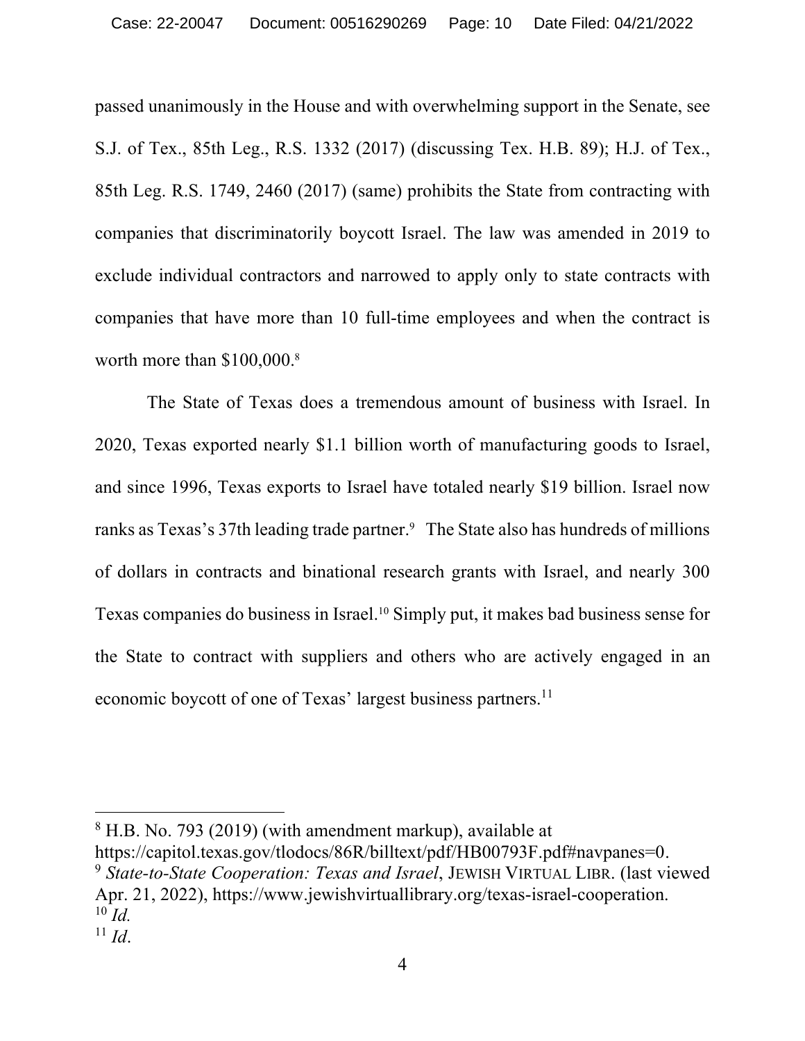passed unanimously in the House and with overwhelming support in the Senate, see S.J. of Tex., 85th Leg., R.S. 1332 (2017) (discussing Tex. H.B. 89); H.J. of Tex., 85th Leg. R.S. 1749, 2460 (2017) (same) prohibits the State from contracting with companies that discriminatorily boycott Israel. The law was amended in 2019 to exclude individual contractors and narrowed to apply only to state contracts with companies that have more than 10 full-time employees and when the contract is worth more than $100,000.[8]

The State of Texas does a tremendous amount of business with Israel. In 2020, Texas exported nearly $1.1 billion worth of manufacturing goods to Israel, and since 1996, Texas exports to Israel have totaled nearly $19 billion. Israel now ranks as Texas's 37th leading trade partner.[9] The State also has hundreds of millions of dollars in contracts and binational research grants with Israel, and nearly 300 Texas companies do business in Israel.[10] Simply put, it makes bad business sense for the State to contract with suppliers and others who are actively engaged in an economic boycott of one of Texas' largest business partners.[11]

---

[8] H.B. No. 793 (2019) (with amendment markup), available at https://capitol.texas.gov/tlodocs/86R/billtext/pdf/HB00793F.pdf#navpanes=0.

[9] *State-to-State Cooperation: Texas and Israel*, JEWISH VIRTUAL LIBR. (last viewed Apr. 21, 2022), https://www.jewishvirtuallibrary.org/texas-israel-cooperation.

[10] *Id.*

[11] *Id*.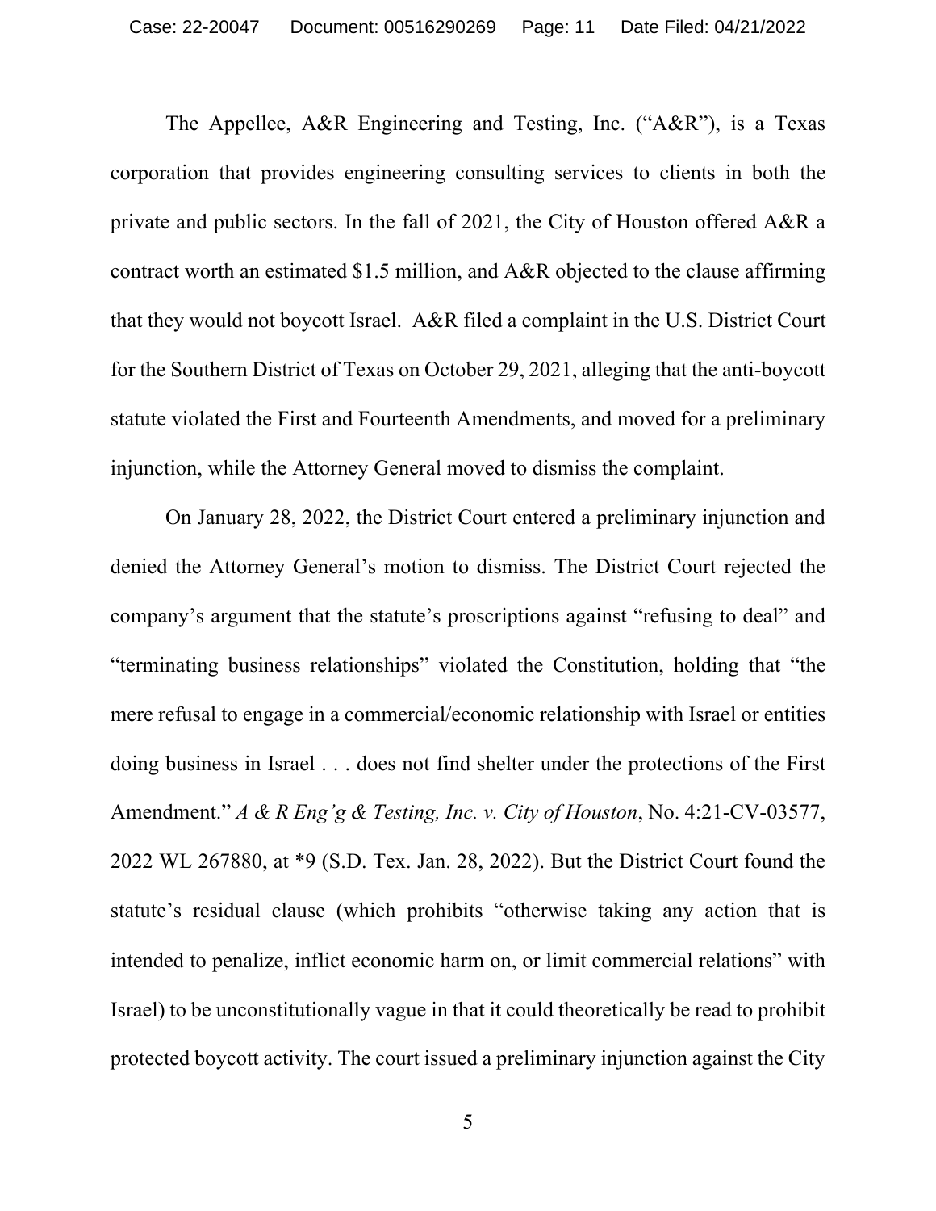The Appellee, A&R Engineering and Testing, Inc. ("A&R"), is a Texas corporation that provides engineering consulting services to clients in both the private and public sectors. In the fall of 2021, the City of Houston offered A&R a contract worth an estimated $1.5 million, and A&R objected to the clause affirming that they would not boycott Israel. A&R filed a complaint in the U.S. District Court for the Southern District of Texas on October 29, 2021, alleging that the anti-boycott statute violated the First and Fourteenth Amendments, and moved for a preliminary injunction, while the Attorney General moved to dismiss the complaint.

On January 28, 2022, the District Court entered a preliminary injunction and denied the Attorney General's motion to dismiss. The District Court rejected the company's argument that the statute's proscriptions against "refusing to deal" and "terminating business relationships" violated the Constitution, holding that "the mere refusal to engage in a commercial/economic relationship with Israel or entities doing business in Israel . . . does not find shelter under the protections of the First Amendment." *A & R Eng'g & Testing, Inc. v. City of Houston*, No. 4:21-CV-03577, 2022 WL 267880, at *9 (S.D. Tex. Jan. 28, 2022). But the District Court found the statute's residual clause (which prohibits "otherwise taking any action that is intended to penalize, inflict economic harm on, or limit commercial relations" with Israel) to be unconstitutionally vague in that it could theoretically be read to prohibit protected boycott activity. The court issued a preliminary injunction against the City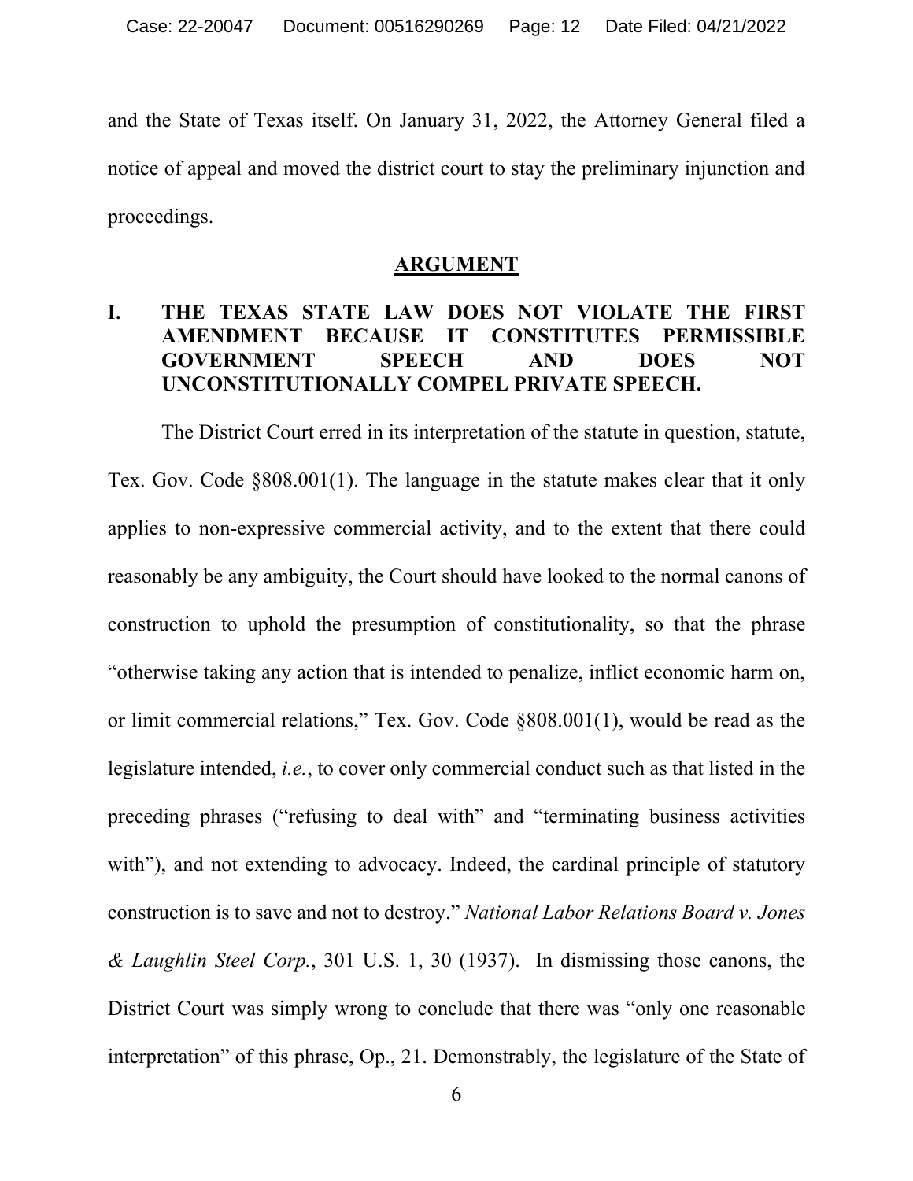and the State of Texas itself. On January 31, 2022, the Attorney General filed a notice of appeal and moved the district court to stay the preliminary injunction and proceedings.

## ARGUMENT

### I. THE TEXAS STATE LAW DOES NOT VIOLATE THE FIRST AMENDMENT BECAUSE IT CONSTITUTES PERMISSIBLE GOVERNMENT SPEECH AND DOES NOT UNCONSTITUTIONALLY COMPEL PRIVATE SPEECH.

The District Court erred in its interpretation of the statute in question, statute, Tex. Gov. Code §808.001(1). The language in the statute makes clear that it only applies to non-expressive commercial activity, and to the extent that there could reasonably be any ambiguity, the Court should have looked to the normal canons of construction to uphold the presumption of constitutionality, so that the phrase "otherwise taking any action that is intended to penalize, inflict economic harm on, or limit commercial relations," Tex. Gov. Code §808.001(1), would be read as the legislature intended, *i.e.*, to cover only commercial conduct such as that listed in the preceding phrases ("refusing to deal with" and "terminating business activities with"), and not extending to advocacy. Indeed, the cardinal principle of statutory construction is to save and not to destroy." *National Labor Relations Board v. Jones & Laughlin Steel Corp.*, 301 U.S. 1, 30 (1937). In dismissing those canons, the District Court was simply wrong to conclude that there was "only one reasonable interpretation" of this phrase, Op., 21. Demonstrably, the legislature of the State of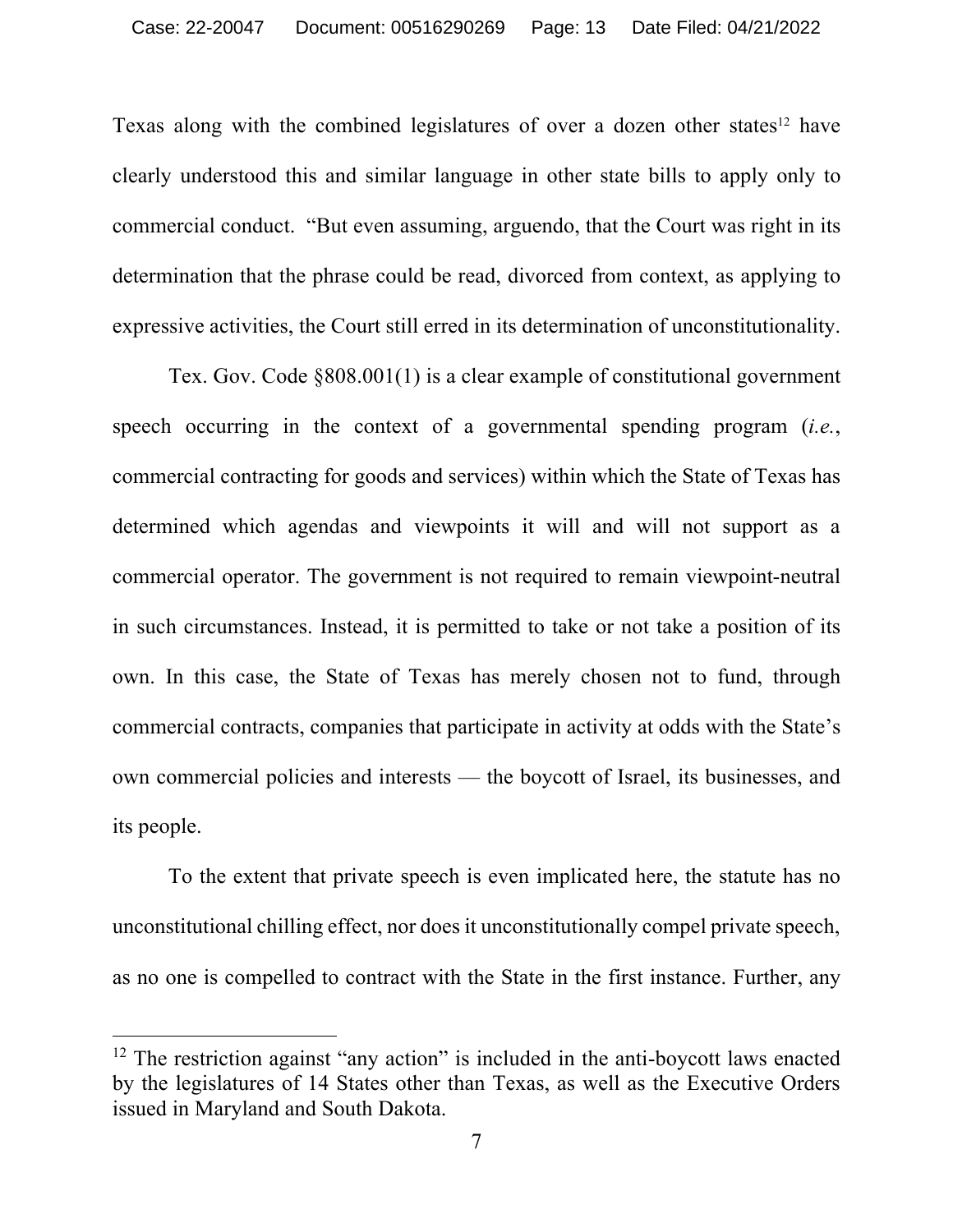Texas along with the combined legislatures of over a dozen other states[12] have clearly understood this and similar language in other state bills to apply only to commercial conduct. "But even assuming, arguendo, that the Court was right in its determination that the phrase could be read, divorced from context, as applying to expressive activities, the Court still erred in its determination of unconstitutionality.

Tex. Gov. Code §808.001(1) is a clear example of constitutional government speech occurring in the context of a governmental spending program (*i.e.*, commercial contracting for goods and services) within which the State of Texas has determined which agendas and viewpoints it will and will not support as a commercial operator. The government is not required to remain viewpoint-neutral in such circumstances. Instead, it is permitted to take or not take a position of its own. In this case, the State of Texas has merely chosen not to fund, through commercial contracts, companies that participate in activity at odds with the State's own commercial policies and interests — the boycott of Israel, its businesses, and its people.

To the extent that private speech is even implicated here, the statute has no unconstitutional chilling effect, nor does it unconstitutionally compel private speech, as no one is compelled to contract with the State in the first instance. Further, any

---

[12] The restriction against "any action" is included in the anti-boycott laws enacted by the legislatures of 14 States other than Texas, as well as the Executive Orders issued in Maryland and South Dakota.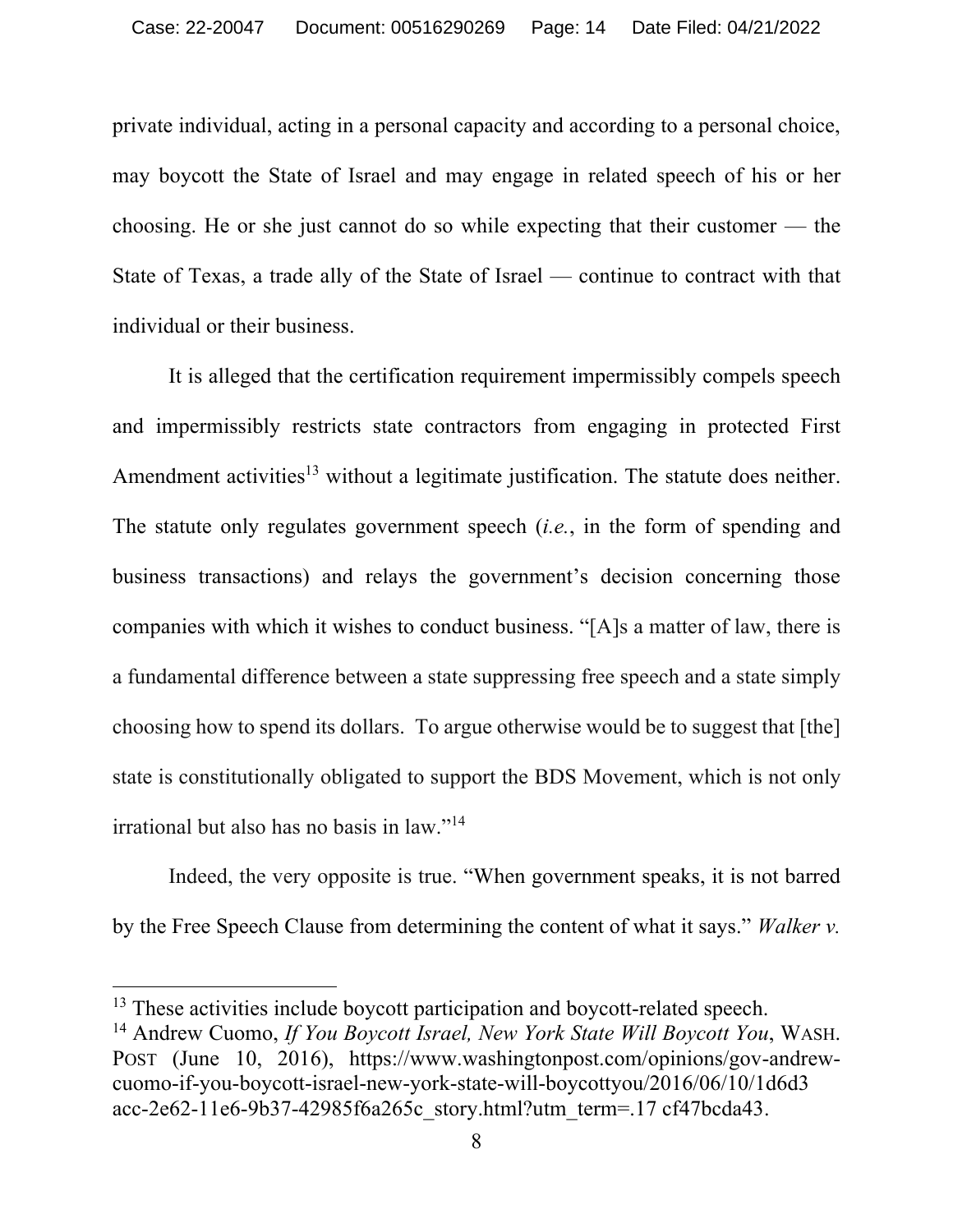private individual, acting in a personal capacity and according to a personal choice, may boycott the State of Israel and may engage in related speech of his or her choosing. He or she just cannot do so while expecting that their customer — the State of Texas, a trade ally of the State of Israel — continue to contract with that individual or their business.

It is alleged that the certification requirement impermissibly compels speech and impermissibly restricts state contractors from engaging in protected First Amendment activities[13] without a legitimate justification. The statute does neither. The statute only regulates government speech (*i.e.*, in the form of spending and business transactions) and relays the government's decision concerning those companies with which it wishes to conduct business. "[A]s a matter of law, there is a fundamental difference between a state suppressing free speech and a state simply choosing how to spend its dollars. To argue otherwise would be to suggest that [the] state is constitutionally obligated to support the BDS Movement, which is not only irrational but also has no basis in law."[14]

Indeed, the very opposite is true. "When government speaks, it is not barred by the Free Speech Clause from determining the content of what it says." *Walker v.*

---

[13] These activities include boycott participation and boycott-related speech.

[14] Andrew Cuomo, *If You Boycott Israel, New York State Will Boycott You*, WASH. POST (June 10, 2016), https://www.washingtonpost.com/opinions/gov-andrew-cuomo-if-you-boycott-israel-new-york-state-will-boycottyou/2016/06/10/1d6d3 acc-2e62-11e6-9b37-42985f6a265c_story.html?utm_term=.17 cf47bcda43.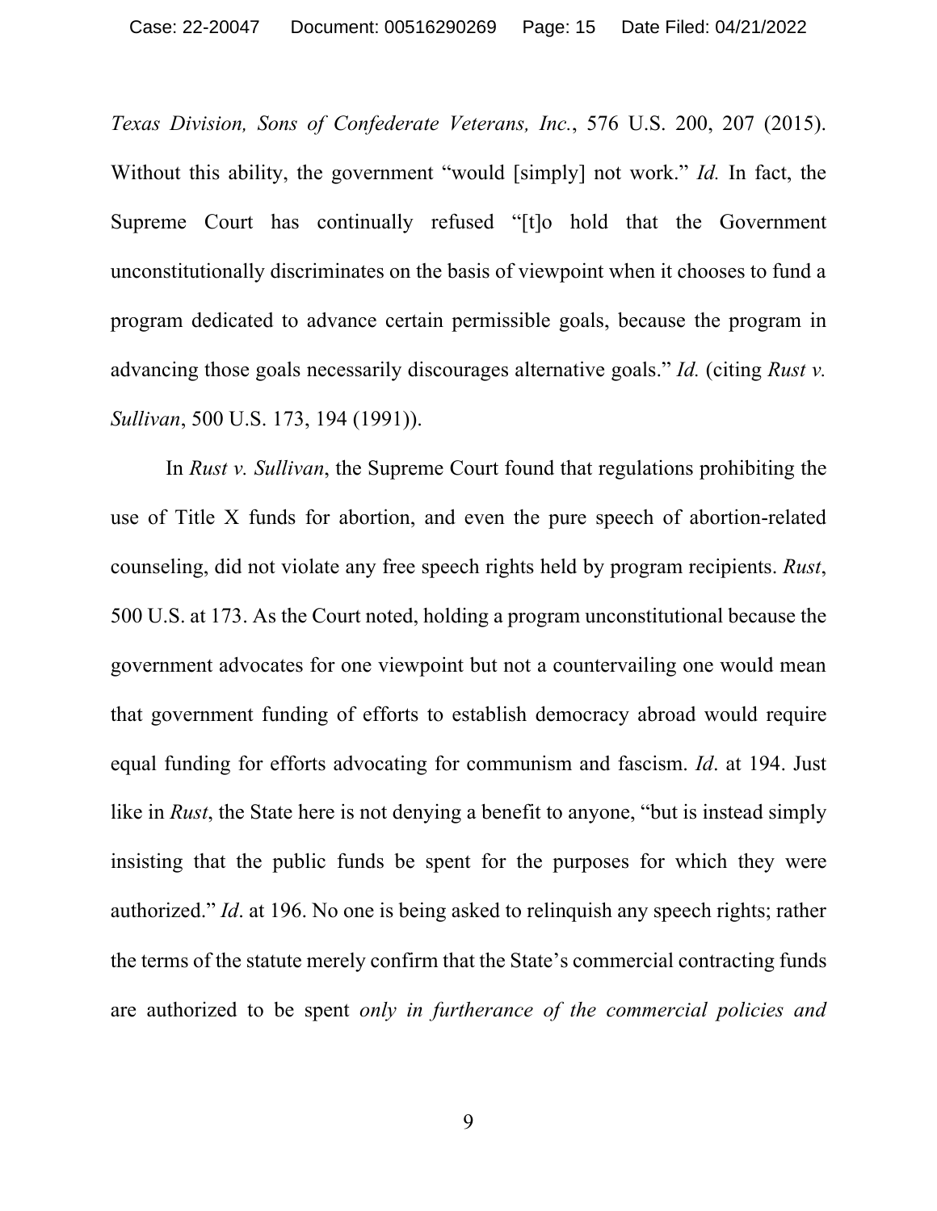*Texas Division, Sons of Confederate Veterans, Inc.*, 576 U.S. 200, 207 (2015). Without this ability, the government "would [simply] not work." *Id.* In fact, the Supreme Court has continually refused "[t]o hold that the Government unconstitutionally discriminates on the basis of viewpoint when it chooses to fund a program dedicated to advance certain permissible goals, because the program in advancing those goals necessarily discourages alternative goals." *Id.* (citing *Rust v. Sullivan*, 500 U.S. 173, 194 (1991)).

In *Rust v. Sullivan*, the Supreme Court found that regulations prohibiting the use of Title X funds for abortion, and even the pure speech of abortion-related counseling, did not violate any free speech rights held by program recipients. *Rust*, 500 U.S. at 173. As the Court noted, holding a program unconstitutional because the government advocates for one viewpoint but not a countervailing one would mean that government funding of efforts to establish democracy abroad would require equal funding for efforts advocating for communism and fascism. *Id*. at 194. Just like in *Rust*, the State here is not denying a benefit to anyone, "but is instead simply insisting that the public funds be spent for the purposes for which they were authorized." *Id*. at 196. No one is being asked to relinquish any speech rights; rather the terms of the statute merely confirm that the State's commercial contracting funds are authorized to be spent *only in furtherance of the commercial policies and*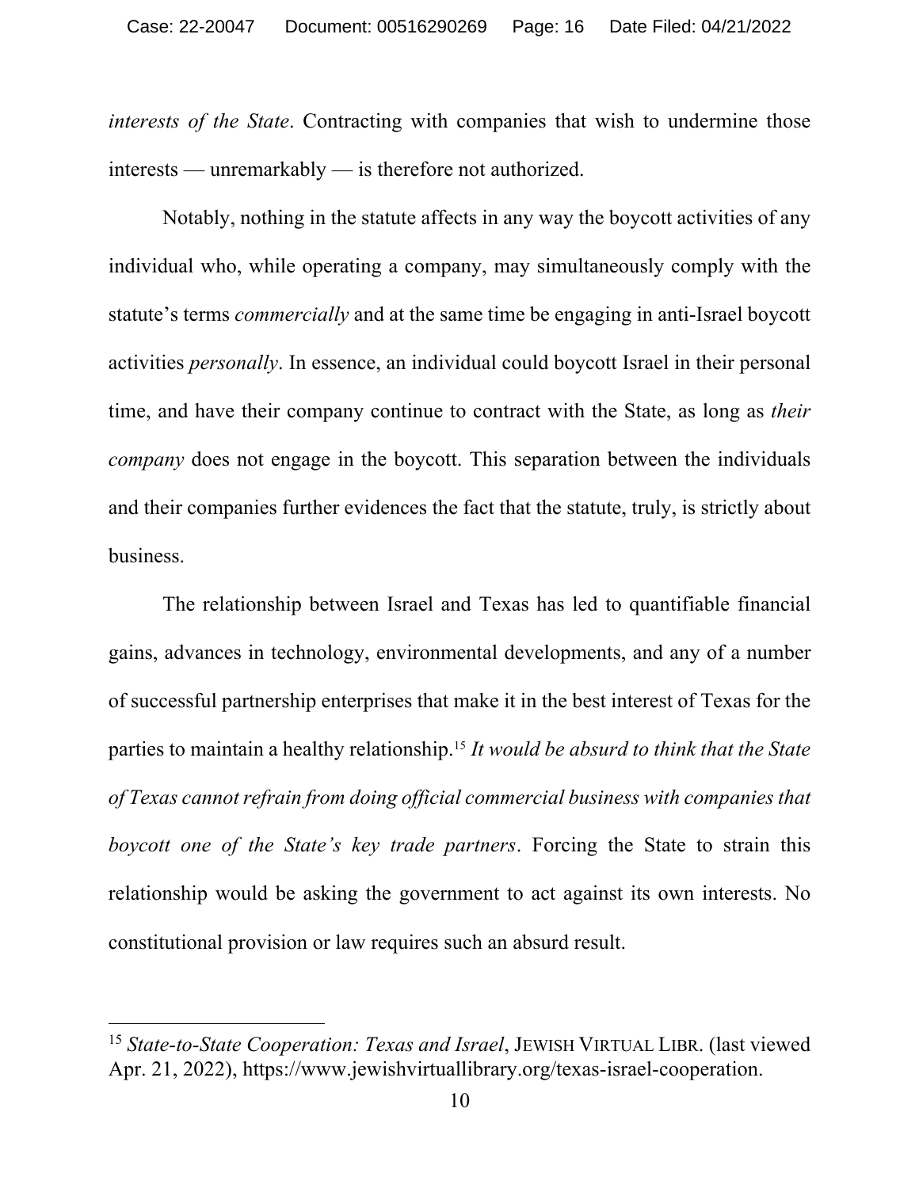*interests of the State*. Contracting with companies that wish to undermine those interests — unremarkably — is therefore not authorized.

Notably, nothing in the statute affects in any way the boycott activities of any individual who, while operating a company, may simultaneously comply with the statute's terms *commercially* and at the same time be engaging in anti-Israel boycott activities *personally*. In essence, an individual could boycott Israel in their personal time, and have their company continue to contract with the State, as long as *their company* does not engage in the boycott. This separation between the individuals and their companies further evidences the fact that the statute, truly, is strictly about business.

The relationship between Israel and Texas has led to quantifiable financial gains, advances in technology, environmental developments, and any of a number of successful partnership enterprises that make it in the best interest of Texas for the parties to maintain a healthy relationship.[15] *It would be absurd to think that the State of Texas cannot refrain from doing official commercial business with companies that boycott one of the State's key trade partners*. Forcing the State to strain this relationship would be asking the government to act against its own interests. No constitutional provision or law requires such an absurd result.

---

[15] *State-to-State Cooperation: Texas and Israel*, JEWISH VIRTUAL LIBR. (last viewed Apr. 21, 2022), https://www.jewishvirtuallibrary.org/texas-israel-cooperation.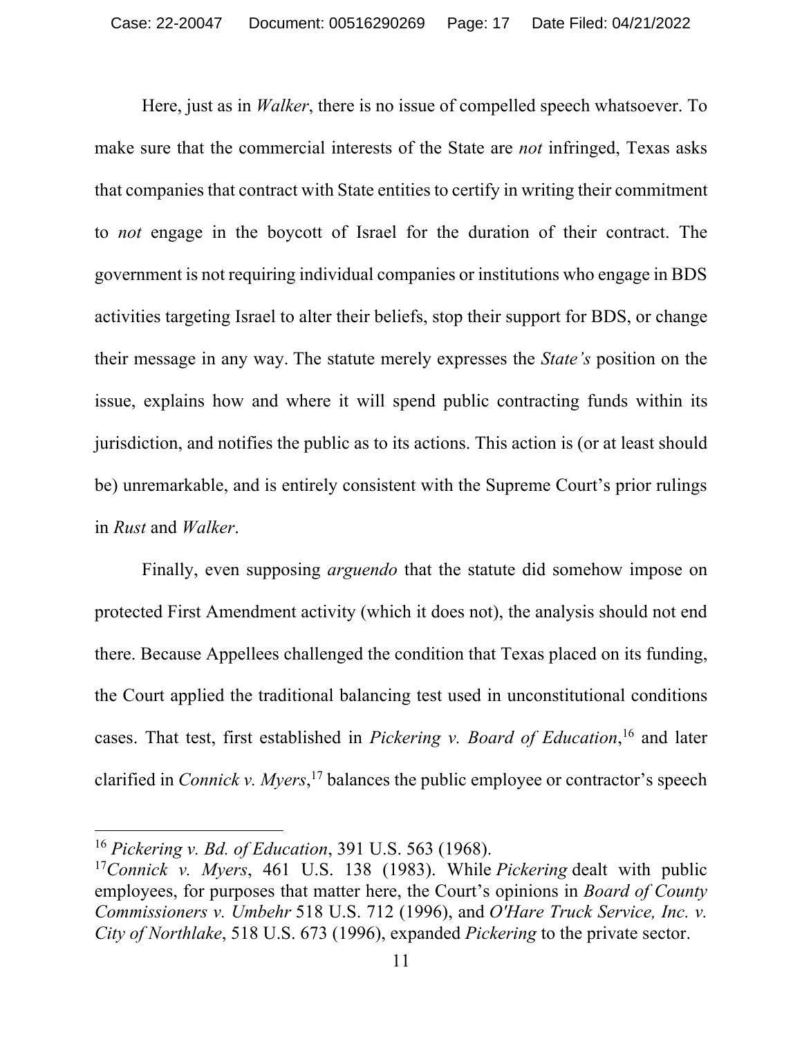Here, just as in *Walker*, there is no issue of compelled speech whatsoever. To make sure that the commercial interests of the State are *not* infringed, Texas asks that companies that contract with State entities to certify in writing their commitment to *not* engage in the boycott of Israel for the duration of their contract. The government is not requiring individual companies or institutions who engage in BDS activities targeting Israel to alter their beliefs, stop their support for BDS, or change their message in any way. The statute merely expresses the *State's* position on the issue, explains how and where it will spend public contracting funds within its jurisdiction, and notifies the public as to its actions. This action is (or at least should be) unremarkable, and is entirely consistent with the Supreme Court's prior rulings in *Rust* and *Walker*.

Finally, even supposing *arguendo* that the statute did somehow impose on protected First Amendment activity (which it does not), the analysis should not end there. Because Appellees challenged the condition that Texas placed on its funding, the Court applied the traditional balancing test used in unconstitutional conditions cases. That test, first established in *Pickering v. Board of Education*,[16] and later clarified in *Connick v. Myers*,[17] balances the public employee or contractor's speech

---

[16] *Pickering v. Bd. of Education*, 391 U.S. 563 (1968).

[17] *Connick v. Myers*, 461 U.S. 138 (1983). While *Pickering* dealt with public employees, for purposes that matter here, the Court's opinions in *Board of County Commissioners v. Umbehr* 518 U.S. 712 (1996), and *O'Hare Truck Service, Inc. v. City of Northlake*, 518 U.S. 673 (1996), expanded *Pickering* to the private sector.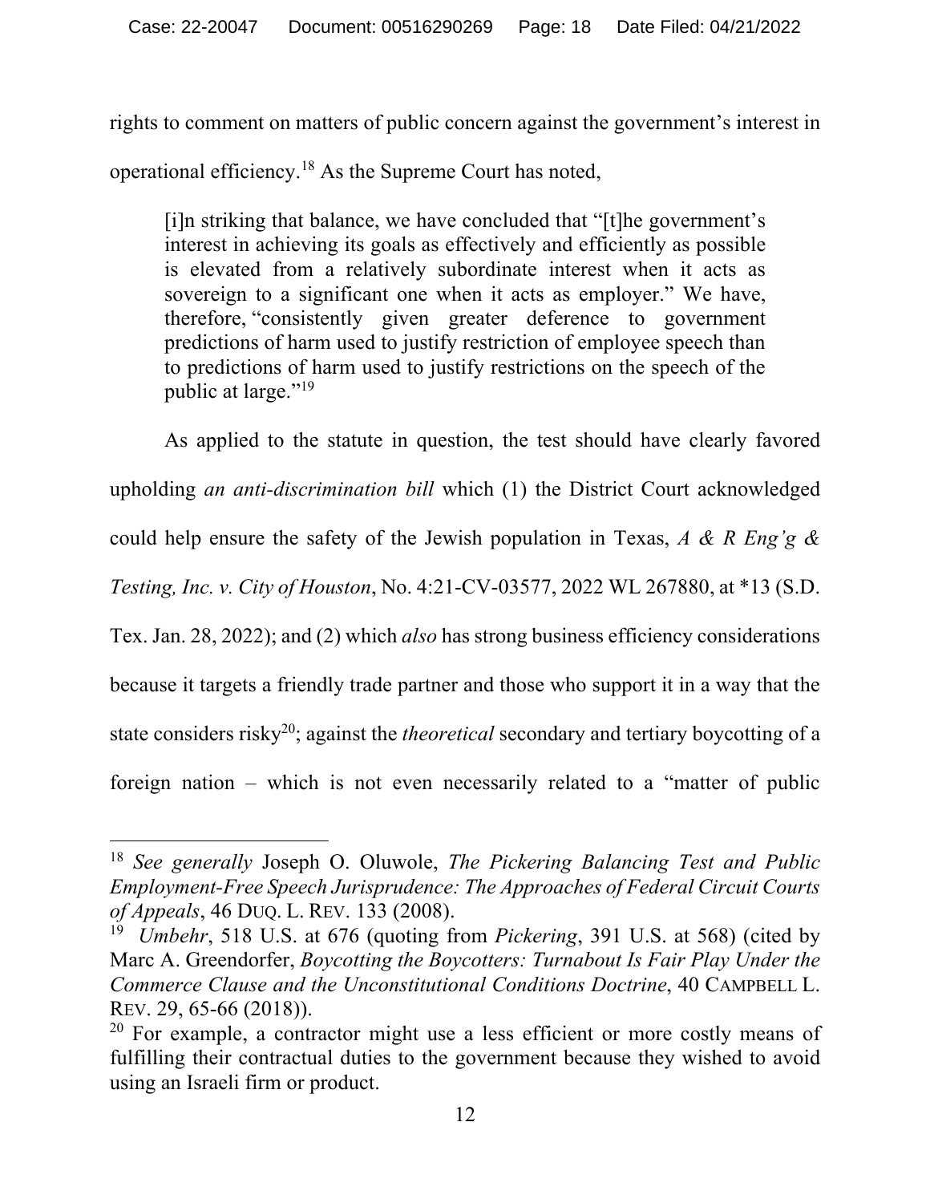rights to comment on matters of public concern against the government's interest in operational efficiency.[18] As the Supreme Court has noted,

> [i]n striking that balance, we have concluded that "[t]he government's interest in achieving its goals as effectively and efficiently as possible is elevated from a relatively subordinate interest when it acts as sovereign to a significant one when it acts as employer." We have, therefore, "consistently given greater deference to government predictions of harm used to justify restriction of employee speech than to predictions of harm used to justify restrictions on the speech of the public at large."[19]

As applied to the statute in question, the test should have clearly favored upholding *an anti-discrimination bill* which (1) the District Court acknowledged could help ensure the safety of the Jewish population in Texas, *A & R Eng'g & Testing, Inc. v. City of Houston*, No. 4:21-CV-03577, 2022 WL 267880, at *13 (S.D. Tex. Jan. 28, 2022); and (2) which *also* has strong business efficiency considerations because it targets a friendly trade partner and those who support it in a way that the state considers risky[20]; against the *theoretical* secondary and tertiary boycotting of a foreign nation – which is not even necessarily related to a "matter of public

---

[18] *See generally* Joseph O. Oluwole, *The Pickering Balancing Test and Public Employment-Free Speech Jurisprudence: The Approaches of Federal Circuit Courts of Appeals*, 46 DUQ. L. REV. 133 (2008).

[19] *Umbehr*, 518 U.S. at 676 (quoting from *Pickering*, 391 U.S. at 568) (cited by Marc A. Greendorfer, *Boycotting the Boycotters: Turnabout Is Fair Play Under the Commerce Clause and the Unconstitutional Conditions Doctrine*, 40 CAMPBELL L. REV. 29, 65-66 (2018)).

[20] For example, a contractor might use a less efficient or more costly means of fulfilling their contractual duties to the government because they wished to avoid using an Israeli firm or product.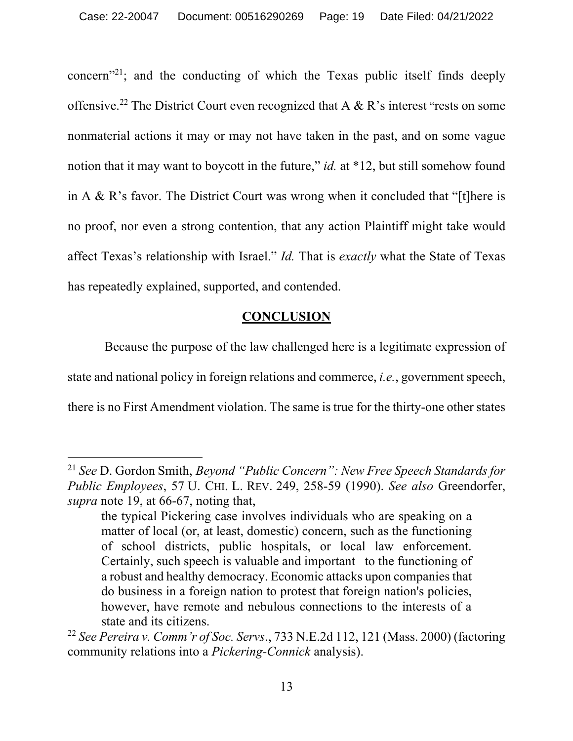concern"[21]; and the conducting of which the Texas public itself finds deeply offensive.[22] The District Court even recognized that A & R's interest "rests on some nonmaterial actions it may or may not have taken in the past, and on some vague notion that it may want to boycott in the future," *id.* at *12, but still somehow found in A & R's favor. The District Court was wrong when it concluded that "[t]here is no proof, nor even a strong contention, that any action Plaintiff might take would affect Texas's relationship with Israel." *Id.* That is *exactly* what the State of Texas has repeatedly explained, supported, and contended.

## CONCLUSION

Because the purpose of the law challenged here is a legitimate expression of state and national policy in foreign relations and commerce, *i.e.*, government speech, there is no First Amendment violation. The same is true for the thirty-one other states

---

[21] *See* D. Gordon Smith, *Beyond "Public Concern": New Free Speech Standards for Public Employees*, 57 U. CHI. L. REV. 249, 258-59 (1990). *See also* Greendorfer, *supra* note 19, at 66-67, noting that,

> the typical Pickering case involves individuals who are speaking on a matter of local (or, at least, domestic) concern, such as the functioning of school districts, public hospitals, or local law enforcement. Certainly, such speech is valuable and important to the functioning of a robust and healthy democracy. Economic attacks upon companies that do business in a foreign nation to protest that foreign nation's policies, however, have remote and nebulous connections to the interests of a state and its citizens.

[22] *See Pereira v. Comm'r of Soc. Servs*., 733 N.E.2d 112, 121 (Mass. 2000) (factoring community relations into a *Pickering-Connick* analysis).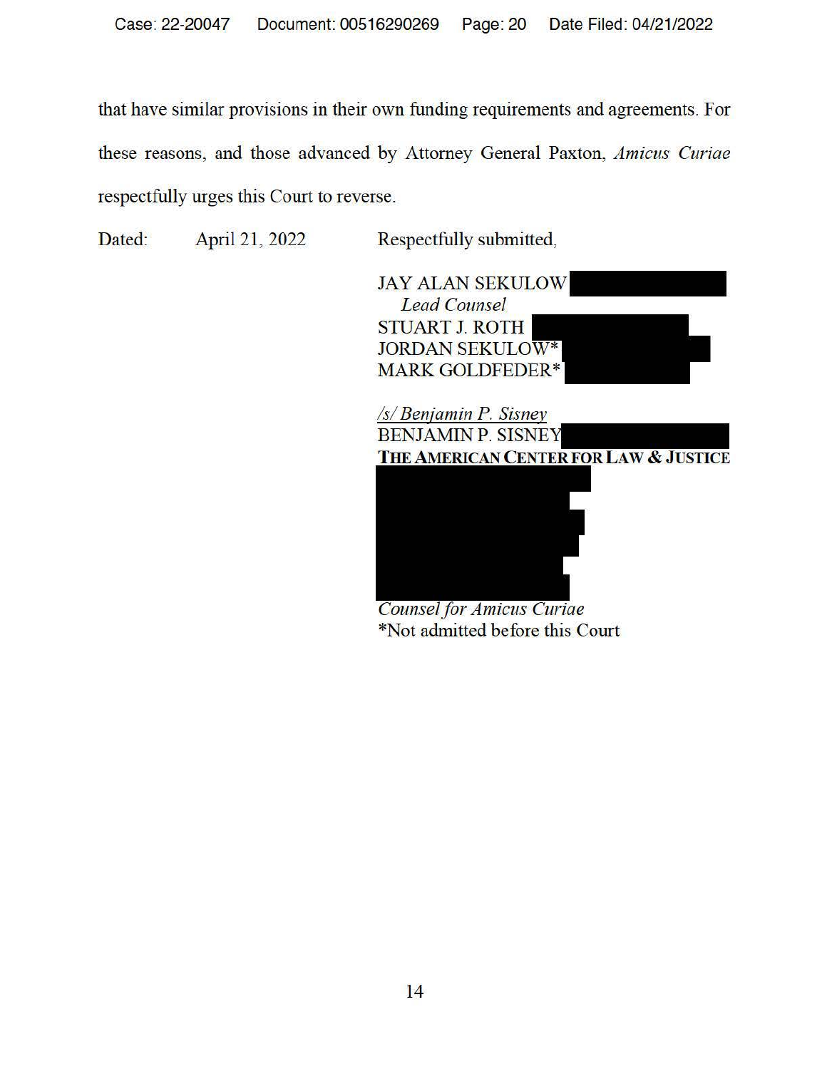that have similar provisions in their own funding requirements and agreements. For these reasons, and those advanced by Attorney General Paxton, *Amicus Curiae* respectfully urges this Court to reverse.

Dated: April 21, 2022

Respectfully submitted,

JAY ALAN SEKULOW
*Lead Counsel*
STUART J. ROTH
JORDAN SEKULOW*
MARK GOLDFEDER*

*/s/ Benjamin P. Sisney*
BENJAMIN P. SISNEY
**THE AMERICAN CENTER FOR LAW & JUSTICE**

*Counsel for Amicus Curiae*
*Not admitted before this Court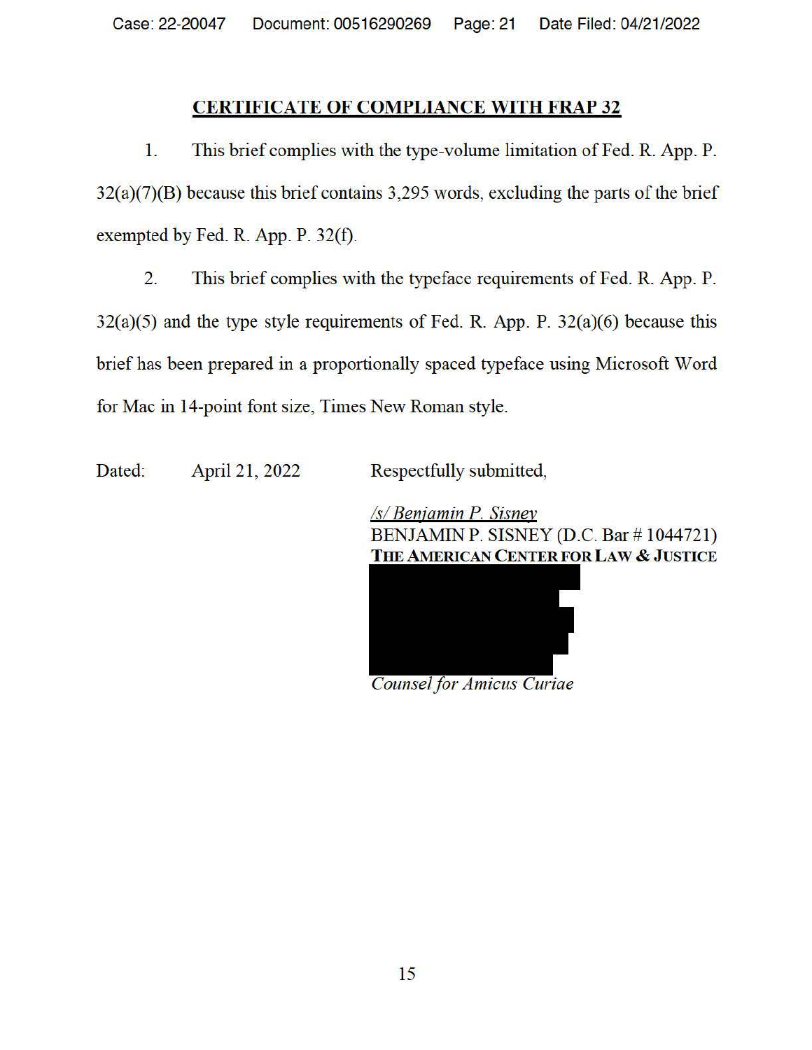## CERTIFICATE OF COMPLIANCE WITH FRAP 32

1. This brief complies with the type-volume limitation of Fed. R. App. P. 32(a)(7)(B) because this brief contains 3,295 words, excluding the parts of the brief exempted by Fed. R. App. P. 32(f).

2. This brief complies with the typeface requirements of Fed. R. App. P. 32(a)(5) and the type style requirements of Fed. R. App. P. 32(a)(6) because this brief has been prepared in a proportionally spaced typeface using Microsoft Word for Mac in 14-point font size, Times New Roman style.

Dated: April 21, 2022

Respectfully submitted,

*/s/ Benjamin P. Sisney*
BENJAMIN P. SISNEY (D.C. Bar # 1044721)
**THE AMERICAN CENTER FOR LAW & JUSTICE**

*Counsel for Amicus Curiae*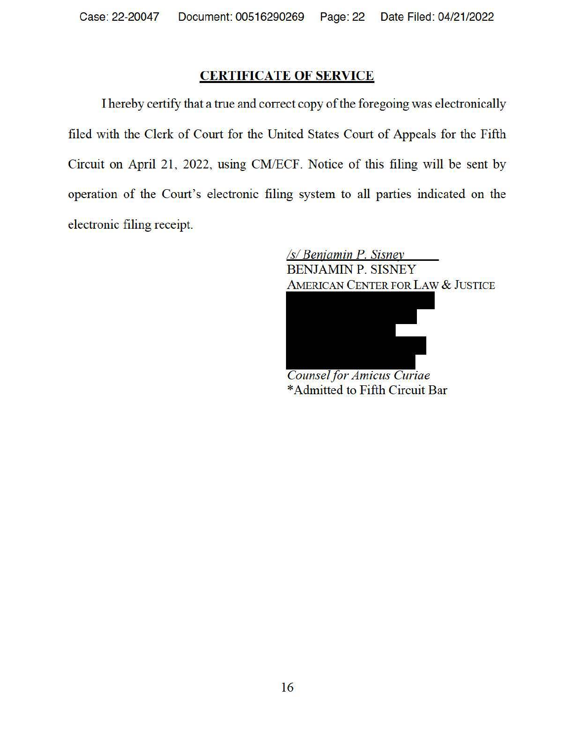## CERTIFICATE OF SERVICE

I hereby certify that a true and correct copy of the foregoing was electronically filed with the Clerk of Court for the United States Court of Appeals for the Fifth Circuit on April 21, 2022, using CM/ECF. Notice of this filing will be sent by operation of the Court's electronic filing system to all parties indicated on the electronic filing receipt.

/s/ Benjamin P. Sisney
BENJAMIN P. SISNEY
AMERICAN CENTER FOR LAW & JUSTICE

*Counsel for Amicus Curiae*
*Admitted to Fifth Circuit Bar